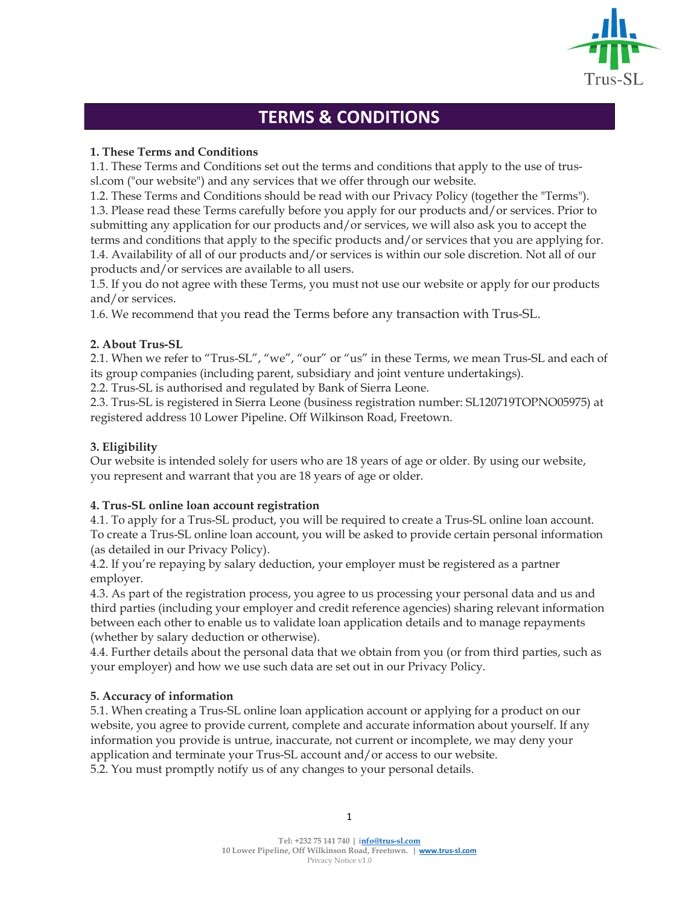# TERMS & CONDITIONS

## 1. These Terms and Conditions

1.1. These Terms and Conditions set out the terms and conditions that apply to the use of trus-sl.com ("our website") and any services that we offer through our website.

1.2. These Terms and Conditions should be read with our Privacy Policy (together the "Terms").

1.3. Please read these Terms carefully before you apply for our products and/or services. Prior to submitting any application for our products and/or services, we will also ask you to accept the terms and conditions that apply to the specific products and/or services that you are applying for.

1.4. Availability of all of our products and/or services is within our sole discretion. Not all of our products and/or services are available to all users.

1.5. If you do not agree with these Terms, you must not use our website or apply for our products and/or services.

1.6. We recommend that you read the Terms before any transaction with Trus-SL.

## 2. About Trus-SL

2.1. When we refer to "Trus-SL", "we", "our" or "us" in these Terms, we mean Trus-SL and each of its group companies (including parent, subsidiary and joint venture undertakings).

2.2. Trus-SL is authorised and regulated by Bank of Sierra Leone.

2.3. Trus-SL is registered in Sierra Leone (business registration number: SL120719TOPNO05975) at registered address 10 Lower Pipeline. Off Wilkinson Road, Freetown.

## 3. Eligibility

Our website is intended solely for users who are 18 years of age or older. By using our website, you represent and warrant that you are 18 years of age or older.

## 4. Trus-SL online loan account registration

4.1. To apply for a Trus-SL product, you will be required to create a Trus-SL online loan account. To create a Trus-SL online loan account, you will be asked to provide certain personal information (as detailed in our Privacy Policy).

4.2. If you're repaying by salary deduction, your employer must be registered as a partner employer.

4.3. As part of the registration process, you agree to us processing your personal data and us and third parties (including your employer and credit reference agencies) sharing relevant information between each other to enable us to validate loan application details and to manage repayments (whether by salary deduction or otherwise).

4.4. Further details about the personal data that we obtain from you (or from third parties, such as your employer) and how we use such data are set out in our Privacy Policy.

## 5. Accuracy of information

5.1. When creating a Trus-SL online loan application account or applying for a product on our website, you agree to provide current, complete and accurate information about yourself. If any information you provide is untrue, inaccurate, not current or incomplete, we may deny your application and terminate your Trus-SL account and/or access to our website.

5.2. You must promptly notify us of any changes to your personal details.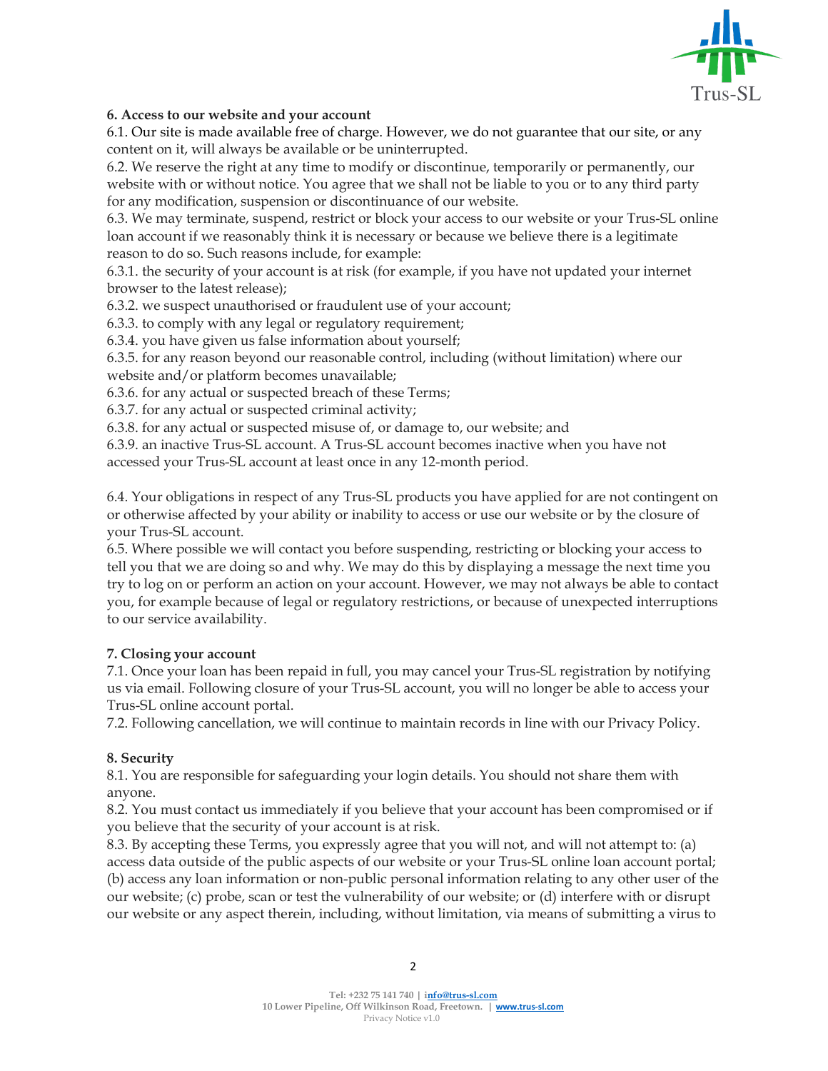**6. Access to our website and your account**

6.1. Our site is made available free of charge. However, we do not guarantee that our site, or any content on it, will always be available or be uninterrupted.

6.2. We reserve the right at any time to modify or discontinue, temporarily or permanently, our website with or without notice. You agree that we shall not be liable to you or to any third party for any modification, suspension or discontinuance of our website.

6.3. We may terminate, suspend, restrict or block your access to our website or your Trus-SL online loan account if we reasonably think it is necessary or because we believe there is a legitimate reason to do so. Such reasons include, for example:

6.3.1. the security of your account is at risk (for example, if you have not updated your internet browser to the latest release);

6.3.2. we suspect unauthorised or fraudulent use of your account;

6.3.3. to comply with any legal or regulatory requirement;

6.3.4. you have given us false information about yourself;

6.3.5. for any reason beyond our reasonable control, including (without limitation) where our website and/or platform becomes unavailable;

6.3.6. for any actual or suspected breach of these Terms;

6.3.7. for any actual or suspected criminal activity;

6.3.8. for any actual or suspected misuse of, or damage to, our website; and

6.3.9. an inactive Trus-SL account. A Trus-SL account becomes inactive when you have not accessed your Trus-SL account at least once in any 12-month period.

6.4. Your obligations in respect of any Trus-SL products you have applied for are not contingent on or otherwise affected by your ability or inability to access or use our website or by the closure of your Trus-SL account.

6.5. Where possible we will contact you before suspending, restricting or blocking your access to tell you that we are doing so and why. We may do this by displaying a message the next time you try to log on or perform an action on your account. However, we may not always be able to contact you, for example because of legal or regulatory restrictions, or because of unexpected interruptions to our service availability.

**7. Closing your account**

7.1. Once your loan has been repaid in full, you may cancel your Trus-SL registration by notifying us via email. Following closure of your Trus-SL account, you will no longer be able to access your Trus-SL online account portal.

7.2. Following cancellation, we will continue to maintain records in line with our Privacy Policy.

**8. Security**

8.1. You are responsible for safeguarding your login details. You should not share them with anyone.

8.2. You must contact us immediately if you believe that your account has been compromised or if you believe that the security of your account is at risk.

8.3. By accepting these Terms, you expressly agree that you will not, and will not attempt to: (a) access data outside of the public aspects of our website or your Trus-SL online loan account portal; (b) access any loan information or non-public personal information relating to any other user of the our website; (c) probe, scan or test the vulnerability of our website; or (d) interfere with or disrupt our website or any aspect therein, including, without limitation, via means of submitting a virus to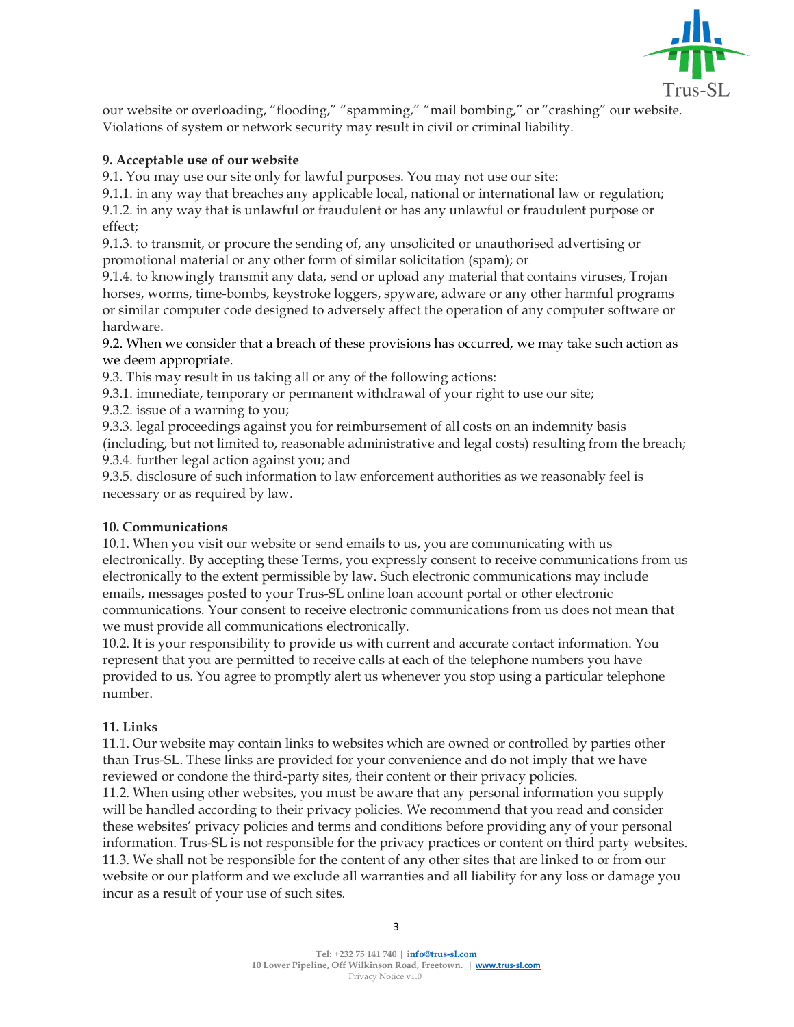our website or overloading, “flooding,” “spamming,” “mail bombing,” or “crashing” our website. Violations of system or network security may result in civil or criminal liability.

**9. Acceptable use of our website**

9.1. You may use our site only for lawful purposes. You may not use our site:

9.1.1. in any way that breaches any applicable local, national or international law or regulation;

9.1.2. in any way that is unlawful or fraudulent or has any unlawful or fraudulent purpose or effect;

9.1.3. to transmit, or procure the sending of, any unsolicited or unauthorised advertising or promotional material or any other form of similar solicitation (spam); or

9.1.4. to knowingly transmit any data, send or upload any material that contains viruses, Trojan horses, worms, time-bombs, keystroke loggers, spyware, adware or any other harmful programs or similar computer code designed to adversely affect the operation of any computer software or hardware.

9.2. When we consider that a breach of these provisions has occurred, we may take such action as we deem appropriate.

9.3. This may result in us taking all or any of the following actions:

9.3.1. immediate, temporary or permanent withdrawal of your right to use our site;

9.3.2. issue of a warning to you;

9.3.3. legal proceedings against you for reimbursement of all costs on an indemnity basis (including, but not limited to, reasonable administrative and legal costs) resulting from the breach;

9.3.4. further legal action against you; and

9.3.5. disclosure of such information to law enforcement authorities as we reasonably feel is necessary or as required by law.

**10. Communications**

10.1. When you visit our website or send emails to us, you are communicating with us electronically. By accepting these Terms, you expressly consent to receive communications from us electronically to the extent permissible by law. Such electronic communications may include emails, messages posted to your Trus-SL online loan account portal or other electronic communications. Your consent to receive electronic communications from us does not mean that we must provide all communications electronically.

10.2. It is your responsibility to provide us with current and accurate contact information. You represent that you are permitted to receive calls at each of the telephone numbers you have provided to us. You agree to promptly alert us whenever you stop using a particular telephone number.

**11. Links**

11.1. Our website may contain links to websites which are owned or controlled by parties other than Trus-SL. These links are provided for your convenience and do not imply that we have reviewed or condone the third-party sites, their content or their privacy policies.

11.2. When using other websites, you must be aware that any personal information you supply will be handled according to their privacy policies. We recommend that you read and consider these websites’ privacy policies and terms and conditions before providing any of your personal information. Trus-SL is not responsible for the privacy practices or content on third party websites.

11.3. We shall not be responsible for the content of any other sites that are linked to or from our website or our platform and we exclude all warranties and all liability for any loss or damage you incur as a result of your use of such sites.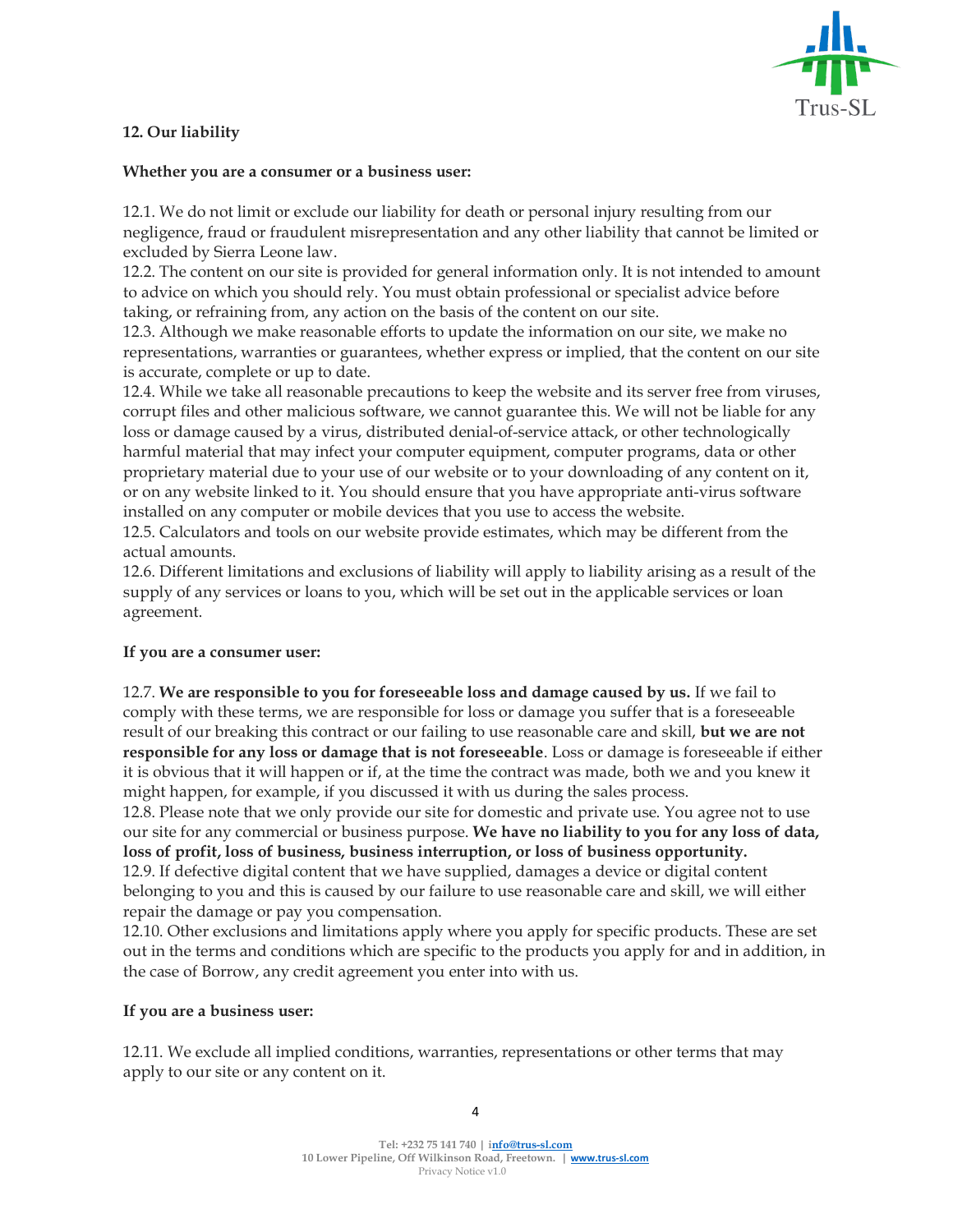**12. Our liability**

**Whether you are a consumer or a business user:**

12.1. We do not limit or exclude our liability for death or personal injury resulting from our negligence, fraud or fraudulent misrepresentation and any other liability that cannot be limited or excluded by Sierra Leone law.
12.2. The content on our site is provided for general information only. It is not intended to amount to advice on which you should rely. You must obtain professional or specialist advice before taking, or refraining from, any action on the basis of the content on our site.
12.3. Although we make reasonable efforts to update the information on our site, we make no representations, warranties or guarantees, whether express or implied, that the content on our site is accurate, complete or up to date.
12.4. While we take all reasonable precautions to keep the website and its server free from viruses, corrupt files and other malicious software, we cannot guarantee this. We will not be liable for any loss or damage caused by a virus, distributed denial-of-service attack, or other technologically harmful material that may infect your computer equipment, computer programs, data or other proprietary material due to your use of our website or to your downloading of any content on it, or on any website linked to it. You should ensure that you have appropriate anti-virus software installed on any computer or mobile devices that you use to access the website.
12.5. Calculators and tools on our website provide estimates, which may be different from the actual amounts.
12.6. Different limitations and exclusions of liability will apply to liability arising as a result of the supply of any services or loans to you, which will be set out in the applicable services or loan agreement.

**If you are a consumer user:**

12.7. **We are responsible to you for foreseeable loss and damage caused by us.** If we fail to comply with these terms, we are responsible for loss or damage you suffer that is a foreseeable result of our breaking this contract or our failing to use reasonable care and skill, **but we are not responsible for any loss or damage that is not foreseeable**. Loss or damage is foreseeable if either it is obvious that it will happen or if, at the time the contract was made, both we and you knew it might happen, for example, if you discussed it with us during the sales process.
12.8. Please note that we only provide our site for domestic and private use. You agree not to use our site for any commercial or business purpose. **We have no liability to you for any loss of data, loss of profit, loss of business, business interruption, or loss of business opportunity.**
12.9. If defective digital content that we have supplied, damages a device or digital content belonging to you and this is caused by our failure to use reasonable care and skill, we will either repair the damage or pay you compensation.
12.10. Other exclusions and limitations apply where you apply for specific products. These are set out in the terms and conditions which are specific to the products you apply for and in addition, in the case of Borrow, any credit agreement you enter into with us.

**If you are a business user:**

12.11. We exclude all implied conditions, warranties, representations or other terms that may apply to our site or any content on it.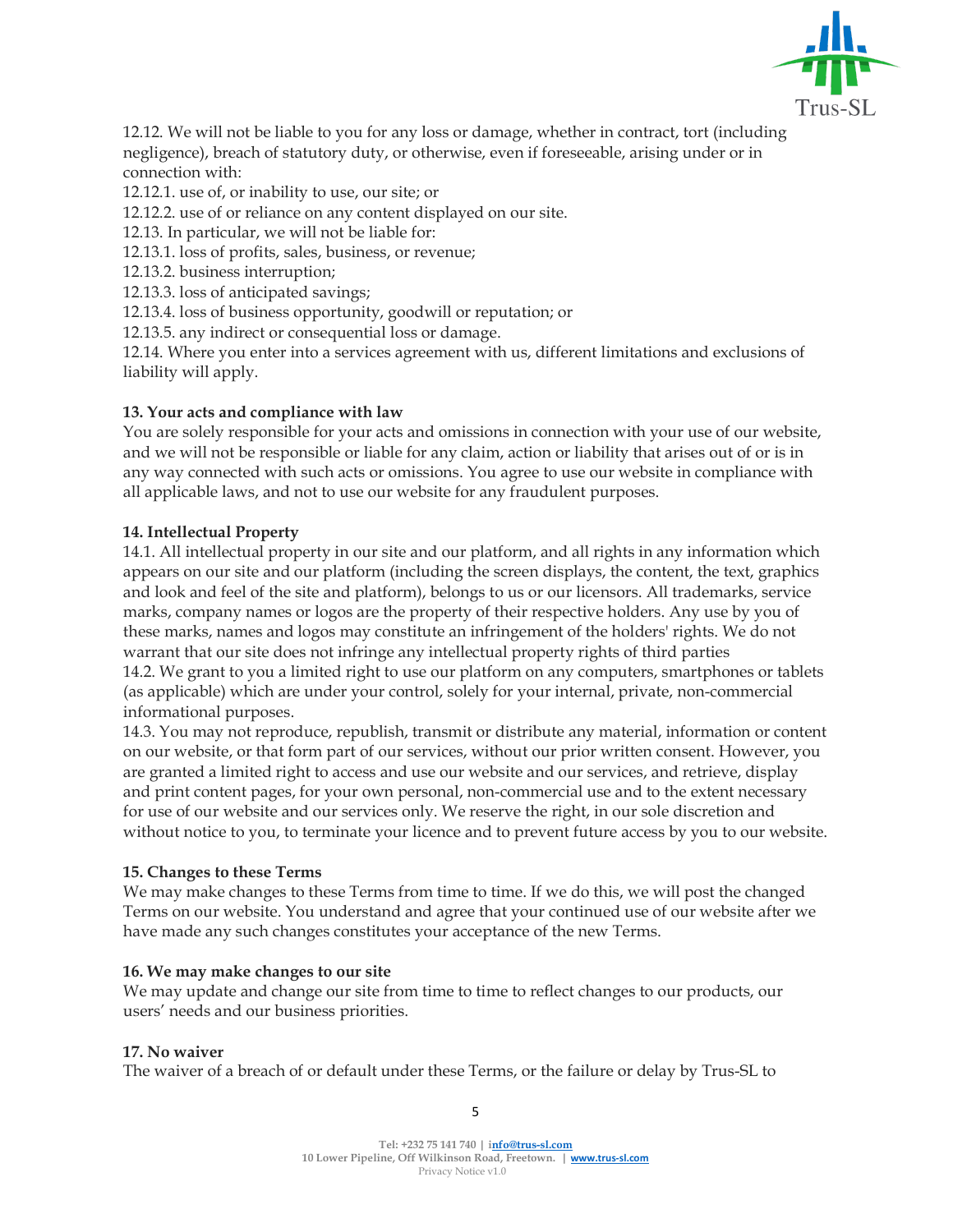12.12. We will not be liable to you for any loss or damage, whether in contract, tort (including negligence), breach of statutory duty, or otherwise, even if foreseeable, arising under or in connection with:

12.12.1. use of, or inability to use, our site; or

12.12.2. use of or reliance on any content displayed on our site.

12.13. In particular, we will not be liable for:

12.13.1. loss of profits, sales, business, or revenue;

12.13.2. business interruption;

12.13.3. loss of anticipated savings;

12.13.4. loss of business opportunity, goodwill or reputation; or

12.13.5. any indirect or consequential loss or damage.

12.14. Where you enter into a services agreement with us, different limitations and exclusions of liability will apply.

**13. Your acts and compliance with law**

You are solely responsible for your acts and omissions in connection with your use of our website, and we will not be responsible or liable for any claim, action or liability that arises out of or is in any way connected with such acts or omissions. You agree to use our website in compliance with all applicable laws, and not to use our website for any fraudulent purposes.

**14. Intellectual Property**

14.1. All intellectual property in our site and our platform, and all rights in any information which appears on our site and our platform (including the screen displays, the content, the text, graphics and look and feel of the site and platform), belongs to us or our licensors. All trademarks, service marks, company names or logos are the property of their respective holders. Any use by you of these marks, names and logos may constitute an infringement of the holders' rights. We do not warrant that our site does not infringe any intellectual property rights of third parties

14.2. We grant to you a limited right to use our platform on any computers, smartphones or tablets (as applicable) which are under your control, solely for your internal, private, non-commercial informational purposes.

14.3. You may not reproduce, republish, transmit or distribute any material, information or content on our website, or that form part of our services, without our prior written consent. However, you are granted a limited right to access and use our website and our services, and retrieve, display and print content pages, for your own personal, non-commercial use and to the extent necessary for use of our website and our services only. We reserve the right, in our sole discretion and without notice to you, to terminate your licence and to prevent future access by you to our website.

**15. Changes to these Terms**

We may make changes to these Terms from time to time. If we do this, we will post the changed Terms on our website. You understand and agree that your continued use of our website after we have made any such changes constitutes your acceptance of the new Terms.

**16. We may make changes to our site**

We may update and change our site from time to time to reflect changes to our products, our users' needs and our business priorities.

**17. No waiver**

The waiver of a breach of or default under these Terms, or the failure or delay by Trus-SL to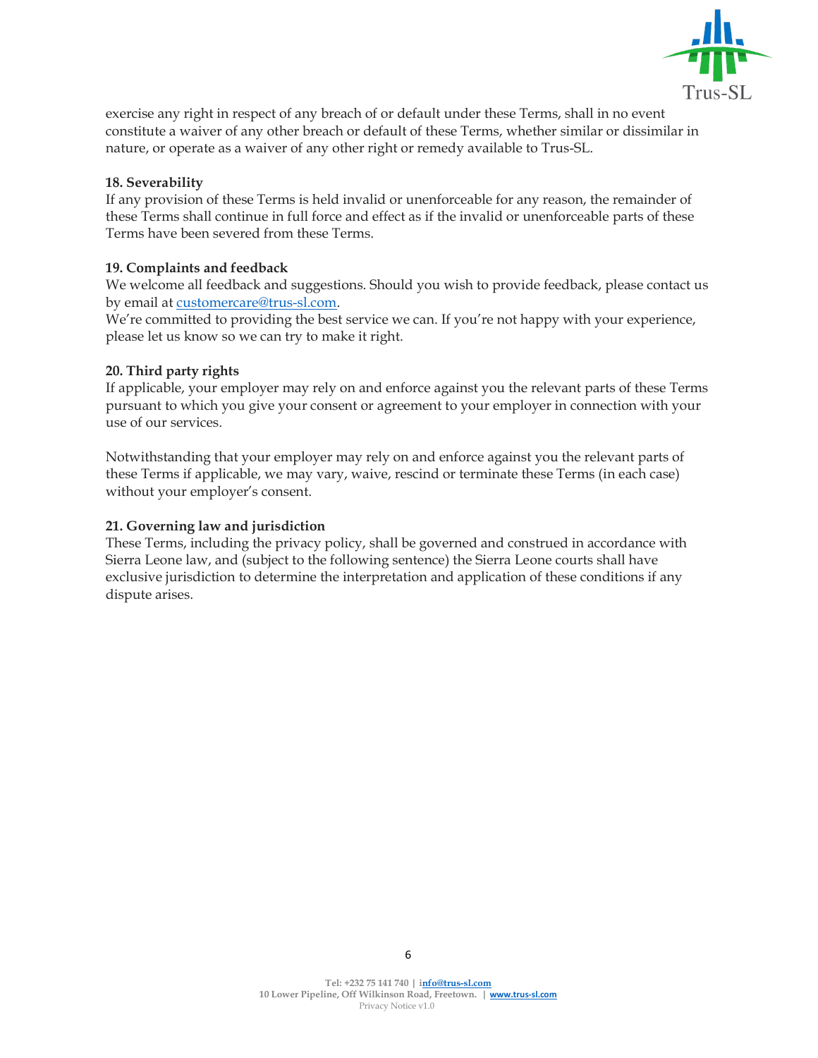exercise any right in respect of any breach of or default under these Terms, shall in no event constitute a waiver of any other breach or default of these Terms, whether similar or dissimilar in nature, or operate as a waiver of any other right or remedy available to Trus-SL.

**18. Severability**

If any provision of these Terms is held invalid or unenforceable for any reason, the remainder of these Terms shall continue in full force and effect as if the invalid or unenforceable parts of these Terms have been severed from these Terms.

**19. Complaints and feedback**

We welcome all feedback and suggestions. Should you wish to provide feedback, please contact us by email at customercare@trus-sl.com.

We're committed to providing the best service we can. If you're not happy with your experience, please let us know so we can try to make it right.

**20. Third party rights**

If applicable, your employer may rely on and enforce against you the relevant parts of these Terms pursuant to which you give your consent or agreement to your employer in connection with your use of our services.

Notwithstanding that your employer may rely on and enforce against you the relevant parts of these Terms if applicable, we may vary, waive, rescind or terminate these Terms (in each case) without your employer's consent.

**21. Governing law and jurisdiction**

These Terms, including the privacy policy, shall be governed and construed in accordance with Sierra Leone law, and (subject to the following sentence) the Sierra Leone courts shall have exclusive jurisdiction to determine the interpretation and application of these conditions if any dispute arises.